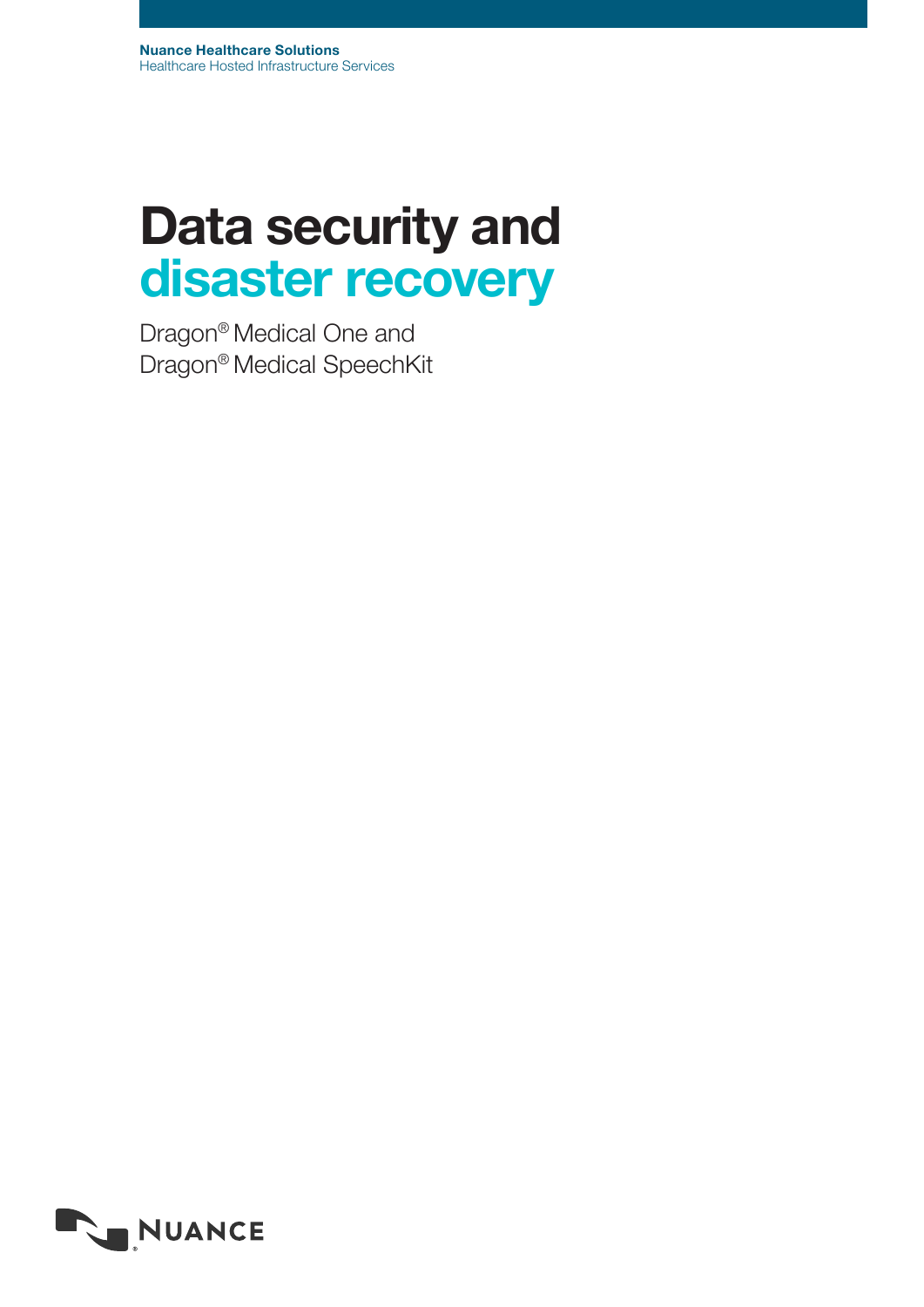**Nuance Healthcare Solutions**
Healthcare Hosted Infrastructure Services

# Data security and disaster recovery

Dragon® Medical One and
Dragon® Medical SpeechKit

NUANCE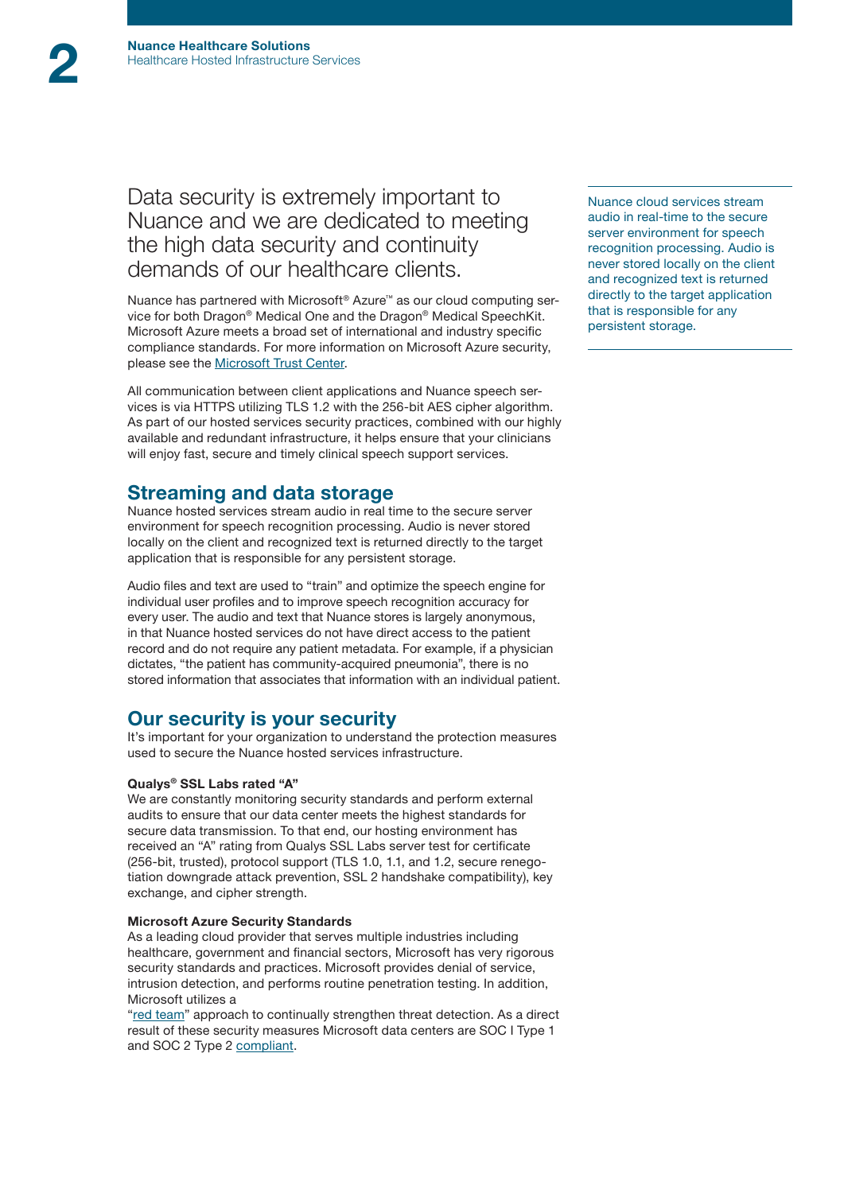Data security is extremely important to Nuance and we are dedicated to meeting the high data security and continuity demands of our healthcare clients.

Nuance cloud services stream audio in real-time to the secure server environment for speech recognition processing. Audio is never stored locally on the client and recognized text is returned directly to the target application that is responsible for any persistent storage.

Nuance has partnered with Microsoft® Azure™ as our cloud computing service for both Dragon® Medical One and the Dragon® Medical SpeechKit. Microsoft Azure meets a broad set of international and industry specific compliance standards. For more information on Microsoft Azure security, please see the Microsoft Trust Center.

All communication between client applications and Nuance speech services is via HTTPS utilizing TLS 1.2 with the 256-bit AES cipher algorithm. As part of our hosted services security practices, combined with our highly available and redundant infrastructure, it helps ensure that your clinicians will enjoy fast, secure and timely clinical speech support services.

## Streaming and data storage

Nuance hosted services stream audio in real time to the secure server environment for speech recognition processing. Audio is never stored locally on the client and recognized text is returned directly to the target application that is responsible for any persistent storage.

Audio files and text are used to "train" and optimize the speech engine for individual user profiles and to improve speech recognition accuracy for every user. The audio and text that Nuance stores is largely anonymous, in that Nuance hosted services do not have direct access to the patient record and do not require any patient metadata. For example, if a physician dictates, "the patient has community-acquired pneumonia", there is no stored information that associates that information with an individual patient.

## Our security is your security

It's important for your organization to understand the protection measures used to secure the Nuance hosted services infrastructure.

**Qualys® SSL Labs rated "A"**

We are constantly monitoring security standards and perform external audits to ensure that our data center meets the highest standards for secure data transmission. To that end, our hosting environment has received an "A" rating from Qualys SSL Labs server test for certificate (256-bit, trusted), protocol support (TLS 1.0, 1.1, and 1.2, secure renegotiation downgrade attack prevention, SSL 2 handshake compatibility), key exchange, and cipher strength.

**Microsoft Azure Security Standards**

As a leading cloud provider that serves multiple industries including healthcare, government and financial sectors, Microsoft has very rigorous security standards and practices. Microsoft provides denial of service, intrusion detection, and performs routine penetration testing. In addition, Microsoft utilizes a "red team" approach to continually strengthen threat detection. As a direct result of these security measures Microsoft data centers are SOC I Type 1 and SOC 2 Type 2 compliant.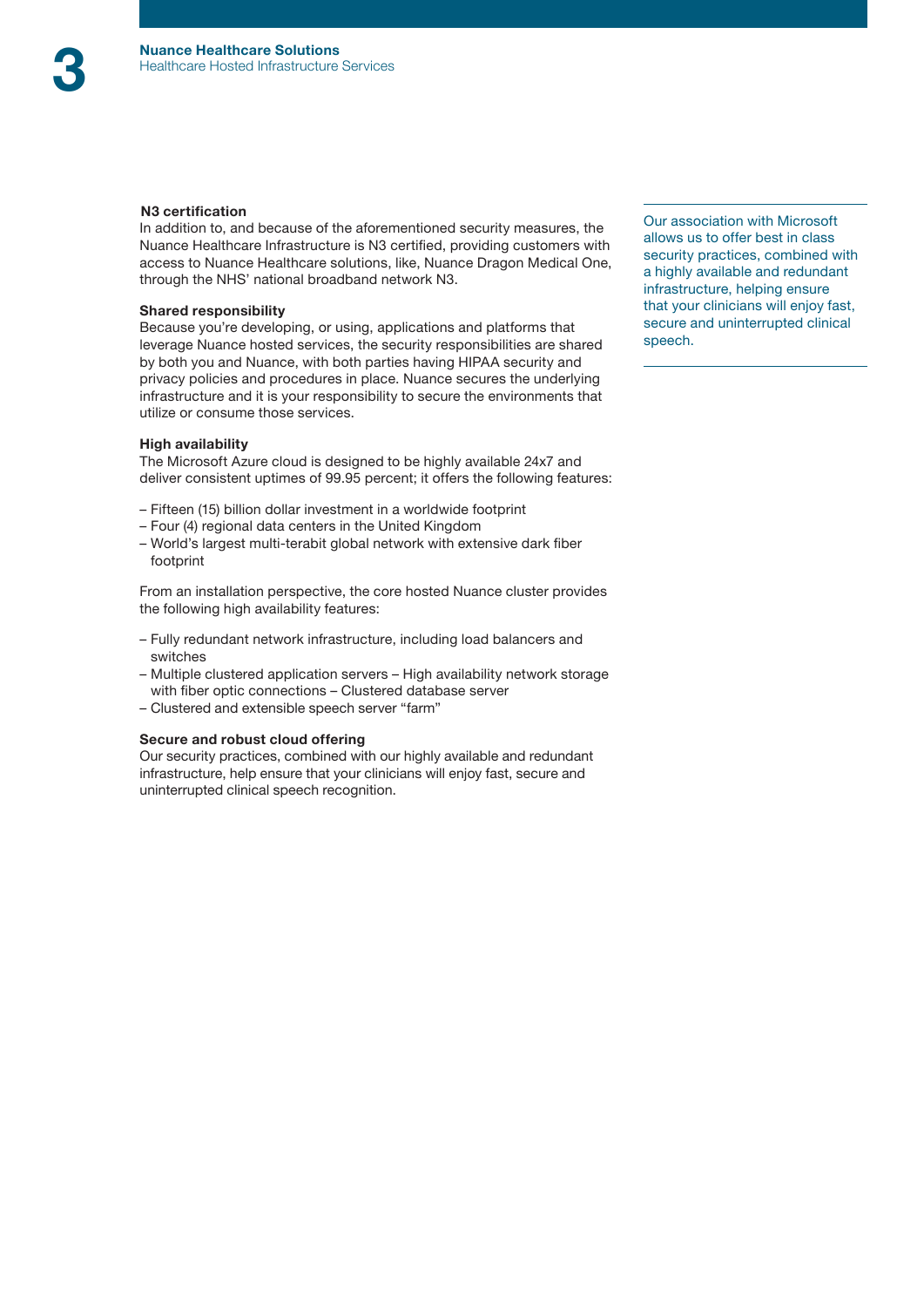### N3 certification

In addition to, and because of the aforementioned security measures, the Nuance Healthcare Infrastructure is N3 certified, providing customers with access to Nuance Healthcare solutions, like, Nuance Dragon Medical One, through the NHS' national broadband network N3.

### Shared responsibility

Because you're developing, or using, applications and platforms that leverage Nuance hosted services, the security responsibilities are shared by both you and Nuance, with both parties having HIPAA security and privacy policies and procedures in place. Nuance secures the underlying infrastructure and it is your responsibility to secure the environments that utilize or consume those services.

### High availability

The Microsoft Azure cloud is designed to be highly available 24x7 and deliver consistent uptimes of 99.95 percent; it offers the following features:

- Fifteen (15) billion dollar investment in a worldwide footprint
- Four (4) regional data centers in the United Kingdom
- World's largest multi-terabit global network with extensive dark fiber footprint

From an installation perspective, the core hosted Nuance cluster provides the following high availability features:

- Fully redundant network infrastructure, including load balancers and switches
- Multiple clustered application servers – High availability network storage with fiber optic connections – Clustered database server
- Clustered and extensible speech server "farm"

### Secure and robust cloud offering

Our security practices, combined with our highly available and redundant infrastructure, help ensure that your clinicians will enjoy fast, secure and uninterrupted clinical speech recognition.

Our association with Microsoft allows us to offer best in class security practices, combined with a highly available and redundant infrastructure, helping ensure that your clinicians will enjoy fast, secure and uninterrupted clinical speech.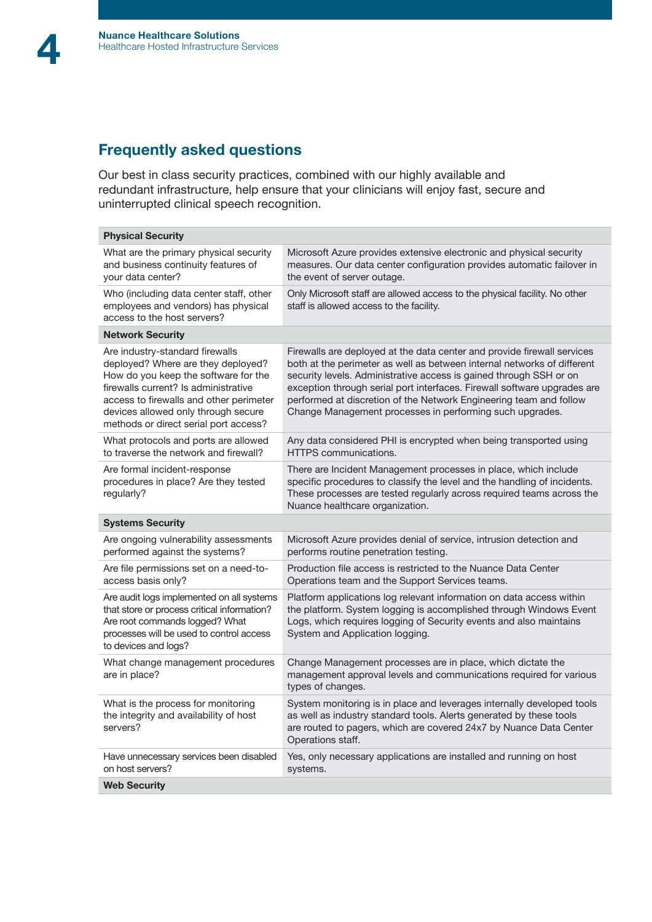## Frequently asked questions

Our best in class security practices, combined with our highly available and redundant infrastructure, help ensure that your clinicians will enjoy fast, secure and uninterrupted clinical speech recognition.

| **Physical Security** | |
|---|---|
| What are the primary physical security and business continuity features of your data center? | Microsoft Azure provides extensive electronic and physical security measures. Our data center configuration provides automatic failover in the event of server outage. |
| Who (including data center staff, other employees and vendors) has physical access to the host servers? | Only Microsoft staff are allowed access to the physical facility. No other staff is allowed access to the facility. |
| **Network Security** | |
| Are industry-standard firewalls deployed? Where are they deployed? How do you keep the software for the firewalls current? Is administrative access to firewalls and other perimeter devices allowed only through secure methods or direct serial port access? | Firewalls are deployed at the data center and provide firewall services both at the perimeter as well as between internal networks of different security levels. Administrative access is gained through SSH or on exception through serial port interfaces. Firewall software upgrades are performed at discretion of the Network Engineering team and follow Change Management processes in performing such upgrades. |
| What protocols and ports are allowed to traverse the network and firewall? | Any data considered PHI is encrypted when being transported using HTTPS communications. |
| Are formal incident-response procedures in place? Are they tested regularly? | There are Incident Management processes in place, which include specific procedures to classify the level and the handling of incidents. These processes are tested regularly across required teams across the Nuance healthcare organization. |
| **Systems Security** | |
| Are ongoing vulnerability assessments performed against the systems? | Microsoft Azure provides denial of service, intrusion detection and performs routine penetration testing. |
| Are file permissions set on a need-to-access basis only? | Production file access is restricted to the Nuance Data Center Operations team and the Support Services teams. |
| Are audit logs implemented on all systems that store or process critical information? Are root commands logged? What processes will be used to control access to devices and logs? | Platform applications log relevant information on data access within the platform. System logging is accomplished through Windows Event Logs, which requires logging of Security events and also maintains System and Application logging. |
| What change management procedures are in place? | Change Management processes are in place, which dictate the management approval levels and communications required for various types of changes. |
| What is the process for monitoring the integrity and availability of host servers? | System monitoring is in place and leverages internally developed tools as well as industry standard tools. Alerts generated by these tools are routed to pagers, which are covered 24x7 by Nuance Data Center Operations staff. |
| Have unnecessary services been disabled on host servers? | Yes, only necessary applications are installed and running on host systems. |
| **Web Security** | |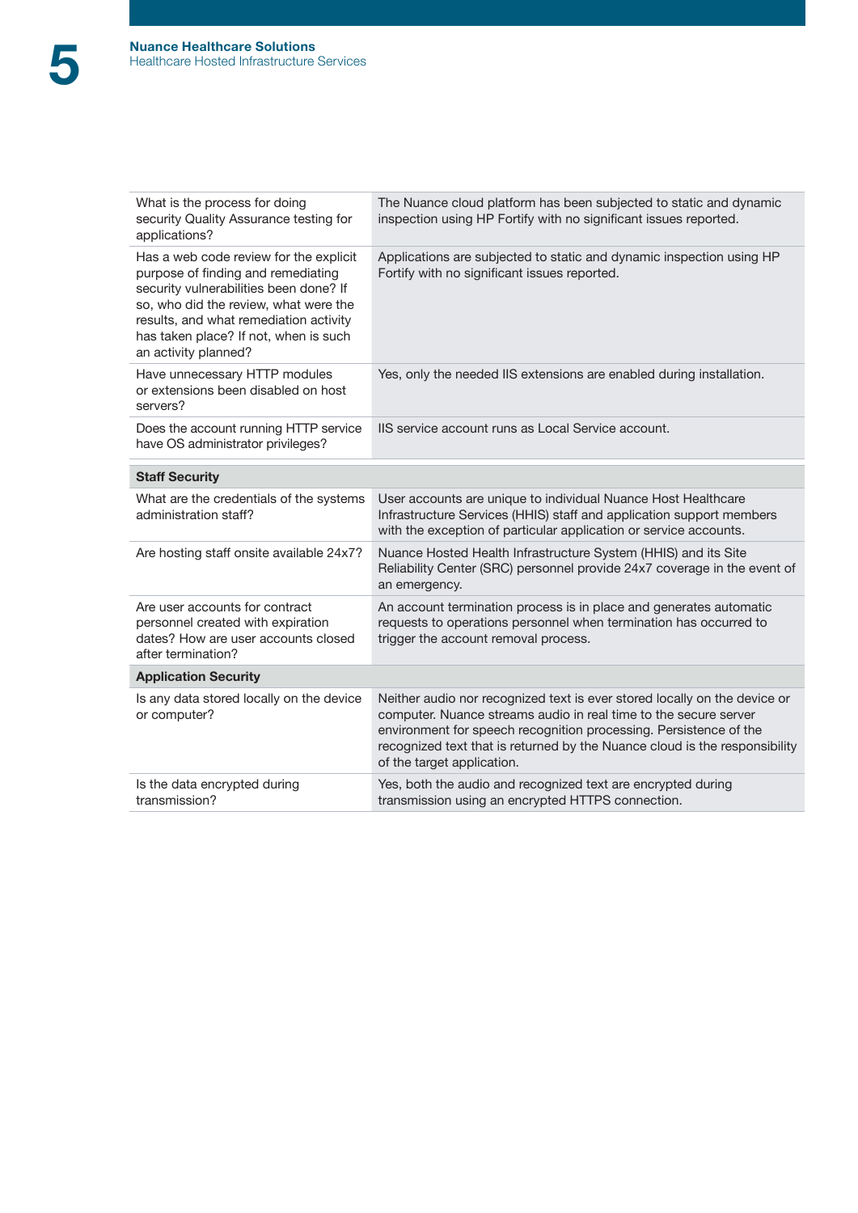| | |
|---|---|
| What is the process for doing security Quality Assurance testing for applications? | The Nuance cloud platform has been subjected to static and dynamic inspection using HP Fortify with no significant issues reported. |
| Has a web code review for the explicit purpose of finding and remediating security vulnerabilities been done? If so, who did the review, what were the results, and what remediation activity has taken place? If not, when is such an activity planned? | Applications are subjected to static and dynamic inspection using HP Fortify with no significant issues reported. |
| Have unnecessary HTTP modules or extensions been disabled on host servers? | Yes, only the needed IIS extensions are enabled during installation. |
| Does the account running HTTP service have OS administrator privileges? | IIS service account runs as Local Service account. |
| **Staff Security** | |
| What are the credentials of the systems administration staff? | User accounts are unique to individual Nuance Host Healthcare Infrastructure Services (HHIS) staff and application support members with the exception of particular application or service accounts. |
| Are hosting staff onsite available 24x7? | Nuance Hosted Health Infrastructure System (HHIS) and its Site Reliability Center (SRC) personnel provide 24x7 coverage in the event of an emergency. |
| Are user accounts for contract personnel created with expiration dates? How are user accounts closed after termination? | An account termination process is in place and generates automatic requests to operations personnel when termination has occurred to trigger the account removal process. |
| **Application Security** | |
| Is any data stored locally on the device or computer? | Neither audio nor recognized text is ever stored locally on the device or computer. Nuance streams audio in real time to the secure server environment for speech recognition processing. Persistence of the recognized text that is returned by the Nuance cloud is the responsibility of the target application. |
| Is the data encrypted during transmission? | Yes, both the audio and recognized text are encrypted during transmission using an encrypted HTTPS connection. |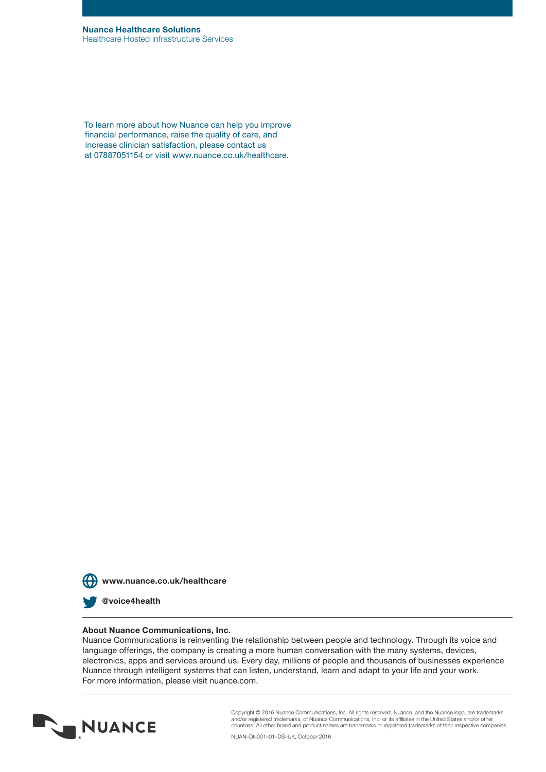**Nuance Healthcare Solutions**
Healthcare Hosted Infrastructure Services

To learn more about how Nuance can help you improve financial performance, raise the quality of care, and increase clinician satisfaction, please contact us at 07887051154 or visit www.nuance.co.uk/healthcare.

**www.nuance.co.uk/healthcare**

**@voice4health**

**About Nuance Communications, Inc.**
Nuance Communications is reinventing the relationship between people and technology. Through its voice and language offerings, the company is creating a more human conversation with the many systems, devices, electronics, apps and services around us. Every day, millions of people and thousands of businesses experience Nuance through intelligent systems that can listen, understand, learn and adapt to your life and your work. For more information, please visit nuance.com.

Copyright © 2016 Nuance Communications, Inc. All rights reserved. Nuance, and the Nuance logo, are trademarks and/or registered trademarks, of Nuance Communications, Inc. or its affiliates in the United States and/or other countries. All other brand and product names are trademarks or registered trademarks of their respective companies.

NUAN–DI–001–01–DS–UK, October 2016